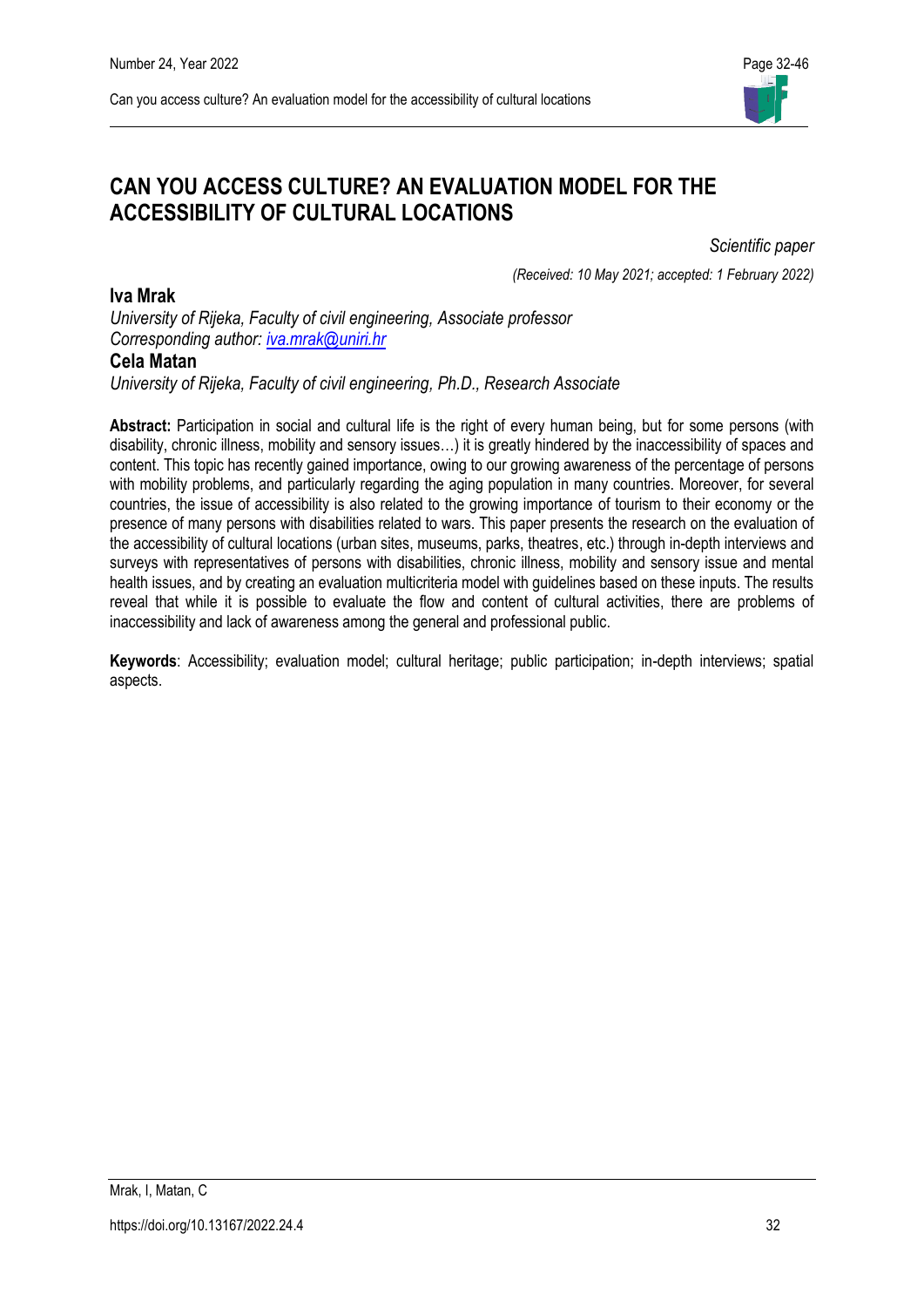# CAN YOU ACCESS CULTURE? AN EVALUATION MODEL FOR THE ACCESSIBILITY OF CULTURAL LOCATIONS

*Scientific paper*

*(Received: 10 May 2021; accepted: 1 February 2022)*

**Iva Mrak**

*University of Rijeka, Faculty of civil engineering, Associate professor*

*Corresponding author: iva.mrak@uniri.hr*

**Cela Matan**

*University of Rijeka, Faculty of civil engineering, Ph.D., Research Associate*

**Abstract:** Participation in social and cultural life is the right of every human being, but for some persons (with disability, chronic illness, mobility and sensory issues…) it is greatly hindered by the inaccessibility of spaces and content. This topic has recently gained importance, owing to our growing awareness of the percentage of persons with mobility problems, and particularly regarding the aging population in many countries. Moreover, for several countries, the issue of accessibility is also related to the growing importance of tourism to their economy or the presence of many persons with disabilities related to wars. This paper presents the research on the evaluation of the accessibility of cultural locations (urban sites, museums, parks, theatres, etc.) through in-depth interviews and surveys with representatives of persons with disabilities, chronic illness, mobility and sensory issue and mental health issues, and by creating an evaluation multicriteria model with guidelines based on these inputs. The results reveal that while it is possible to evaluate the flow and content of cultural activities, there are problems of inaccessibility and lack of awareness among the general and professional public.

**Keywords**: Accessibility; evaluation model; cultural heritage; public participation; in-depth interviews; spatial aspects.

Mrak, I, Matan, C

https://doi.org/10.13167/2022.24.4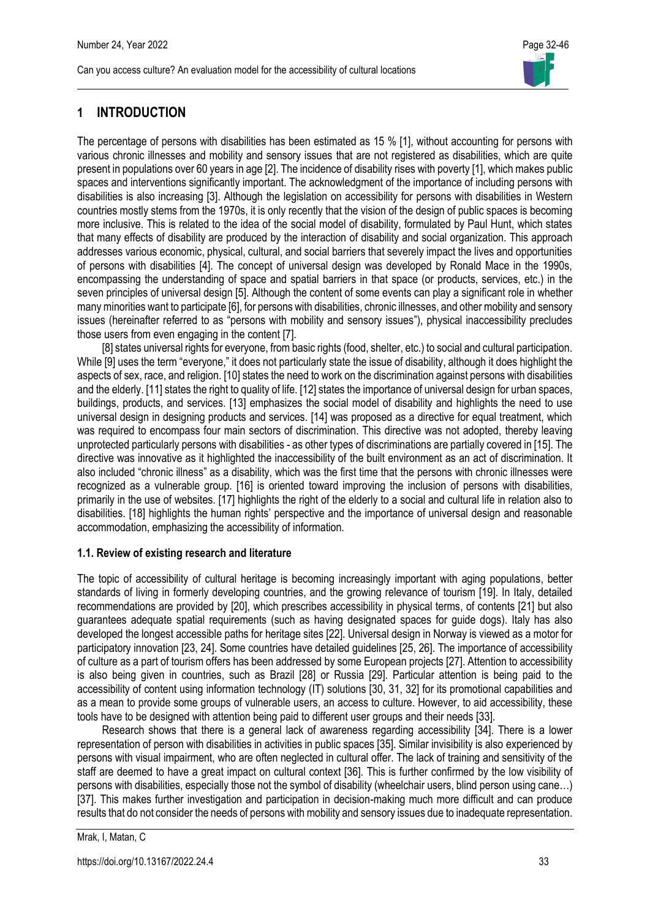## 1 INTRODUCTION

The percentage of persons with disabilities has been estimated as 15 % [1], without accounting for persons with various chronic illnesses and mobility and sensory issues that are not registered as disabilities, which are quite present in populations over 60 years in age [2]. The incidence of disability rises with poverty [1], which makes public spaces and interventions significantly important. The acknowledgment of the importance of including persons with disabilities is also increasing [3]. Although the legislation on accessibility for persons with disabilities in Western countries mostly stems from the 1970s, it is only recently that the vision of the design of public spaces is becoming more inclusive. This is related to the idea of the social model of disability, formulated by Paul Hunt, which states that many effects of disability are produced by the interaction of disability and social organization. This approach addresses various economic, physical, cultural, and social barriers that severely impact the lives and opportunities of persons with disabilities [4]. The concept of universal design was developed by Ronald Mace in the 1990s, encompassing the understanding of space and spatial barriers in that space (or products, services, etc.) in the seven principles of universal design [5]. Although the content of some events can play a significant role in whether many minorities want to participate [6], for persons with disabilities, chronic illnesses, and other mobility and sensory issues (hereinafter referred to as "persons with mobility and sensory issues"), physical inaccessibility precludes those users from even engaging in the content [7].

[8] states universal rights for everyone, from basic rights (food, shelter, etc.) to social and cultural participation. While [9] uses the term "everyone," it does not particularly state the issue of disability, although it does highlight the aspects of sex, race, and religion. [10] states the need to work on the discrimination against persons with disabilities and the elderly. [11] states the right to quality of life. [12] states the importance of universal design for urban spaces, buildings, products, and services. [13] emphasizes the social model of disability and highlights the need to use universal design in designing products and services. [14] was proposed as a directive for equal treatment, which was required to encompass four main sectors of discrimination. This directive was not adopted, thereby leaving unprotected particularly persons with disabilities - as other types of discriminations are partially covered in [15]. The directive was innovative as it highlighted the inaccessibility of the built environment as an act of discrimination. It also included "chronic illness" as a disability, which was the first time that the persons with chronic illnesses were recognized as a vulnerable group. [16] is oriented toward improving the inclusion of persons with disabilities, primarily in the use of websites. [17] highlights the right of the elderly to a social and cultural life in relation also to disabilities. [18] highlights the human rights' perspective and the importance of universal design and reasonable accommodation, emphasizing the accessibility of information.

### 1.1. Review of existing research and literature

The topic of accessibility of cultural heritage is becoming increasingly important with aging populations, better standards of living in formerly developing countries, and the growing relevance of tourism [19]. In Italy, detailed recommendations are provided by [20], which prescribes accessibility in physical terms, of contents [21] but also guarantees adequate spatial requirements (such as having designated spaces for guide dogs). Italy has also developed the longest accessible paths for heritage sites [22]. Universal design in Norway is viewed as a motor for participatory innovation [23, 24]. Some countries have detailed guidelines [25, 26]. The importance of accessibility of culture as a part of tourism offers has been addressed by some European projects [27]. Attention to accessibility is also being given in countries, such as Brazil [28] or Russia [29]. Particular attention is being paid to the accessibility of content using information technology (IT) solutions [30, 31, 32] for its promotional capabilities and as a mean to provide some groups of vulnerable users, an access to culture. However, to aid accessibility, these tools have to be designed with attention being paid to different user groups and their needs [33].

Research shows that there is a general lack of awareness regarding accessibility [34]. There is a lower representation of person with disabilities in activities in public spaces [35]. Similar invisibility is also experienced by persons with visual impairment, who are often neglected in cultural offer. The lack of training and sensitivity of the staff are deemed to have a great impact on cultural context [36]. This is further confirmed by the low visibility of persons with disabilities, especially those not the symbol of disability (wheelchair users, blind person using cane…) [37]. This makes further investigation and participation in decision-making much more difficult and can produce results that do not consider the needs of persons with mobility and sensory issues due to inadequate representation.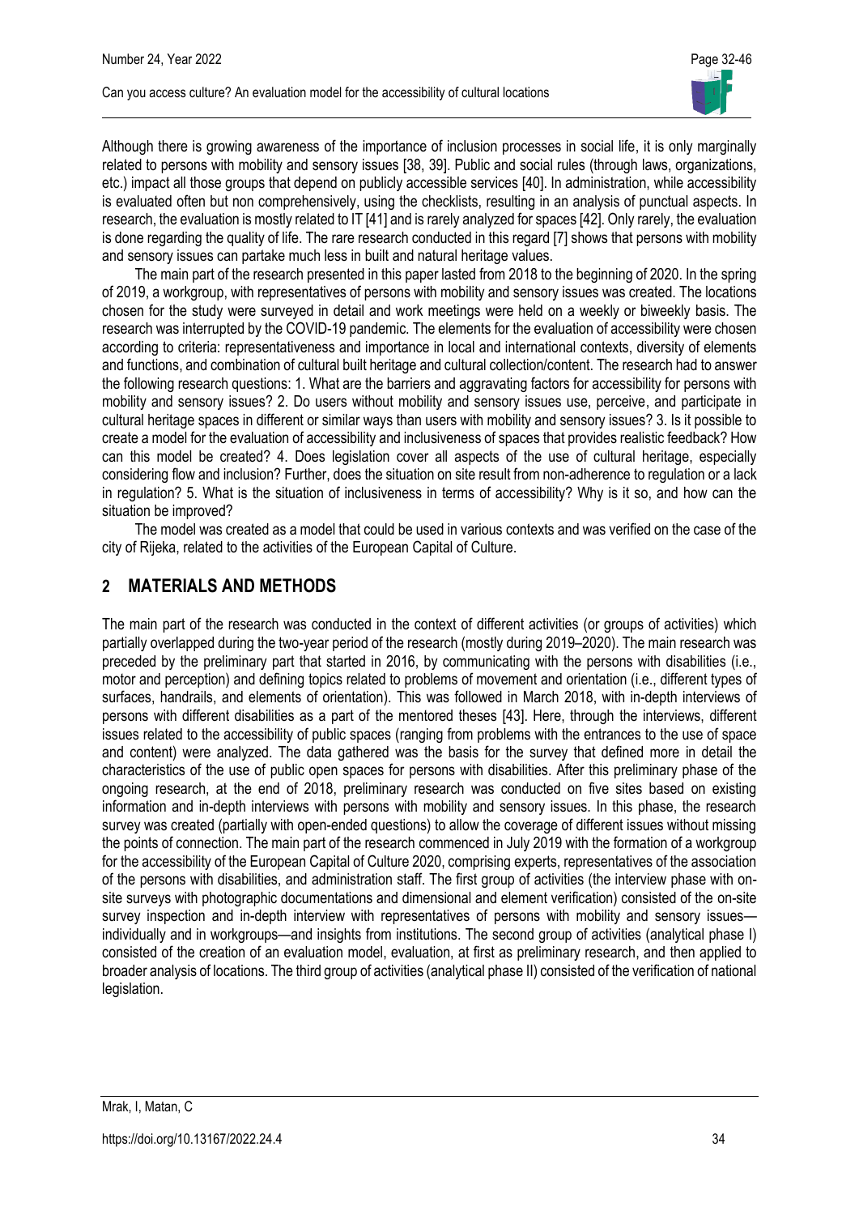Although there is growing awareness of the importance of inclusion processes in social life, it is only marginally related to persons with mobility and sensory issues [38, 39]. Public and social rules (through laws, organizations, etc.) impact all those groups that depend on publicly accessible services [40]. In administration, while accessibility is evaluated often but non comprehensively, using the checklists, resulting in an analysis of punctual aspects. In research, the evaluation is mostly related to IT [41] and is rarely analyzed for spaces [42]. Only rarely, the evaluation is done regarding the quality of life. The rare research conducted in this regard [7] shows that persons with mobility and sensory issues can partake much less in built and natural heritage values.

The main part of the research presented in this paper lasted from 2018 to the beginning of 2020. In the spring of 2019, a workgroup, with representatives of persons with mobility and sensory issues was created. The locations chosen for the study were surveyed in detail and work meetings were held on a weekly or biweekly basis. The research was interrupted by the COVID-19 pandemic. The elements for the evaluation of accessibility were chosen according to criteria: representativeness and importance in local and international contexts, diversity of elements and functions, and combination of cultural built heritage and cultural collection/content. The research had to answer the following research questions: 1. What are the barriers and aggravating factors for accessibility for persons with mobility and sensory issues? 2. Do users without mobility and sensory issues use, perceive, and participate in cultural heritage spaces in different or similar ways than users with mobility and sensory issues? 3. Is it possible to create a model for the evaluation of accessibility and inclusiveness of spaces that provides realistic feedback? How can this model be created? 4. Does legislation cover all aspects of the use of cultural heritage, especially considering flow and inclusion? Further, does the situation on site result from non-adherence to regulation or a lack in regulation? 5. What is the situation of inclusiveness in terms of accessibility? Why is it so, and how can the situation be improved?

The model was created as a model that could be used in various contexts and was verified on the case of the city of Rijeka, related to the activities of the European Capital of Culture.

## 2 MATERIALS AND METHODS

The main part of the research was conducted in the context of different activities (or groups of activities) which partially overlapped during the two-year period of the research (mostly during 2019–2020). The main research was preceded by the preliminary part that started in 2016, by communicating with the persons with disabilities (i.e., motor and perception) and defining topics related to problems of movement and orientation (i.e., different types of surfaces, handrails, and elements of orientation). This was followed in March 2018, with in-depth interviews of persons with different disabilities as a part of the mentored theses [43]. Here, through the interviews, different issues related to the accessibility of public spaces (ranging from problems with the entrances to the use of space and content) were analyzed. The data gathered was the basis for the survey that defined more in detail the characteristics of the use of public open spaces for persons with disabilities. After this preliminary phase of the ongoing research, at the end of 2018, preliminary research was conducted on five sites based on existing information and in-depth interviews with persons with mobility and sensory issues. In this phase, the research survey was created (partially with open-ended questions) to allow the coverage of different issues without missing the points of connection. The main part of the research commenced in July 2019 with the formation of a workgroup for the accessibility of the European Capital of Culture 2020, comprising experts, representatives of the association of the persons with disabilities, and administration staff. The first group of activities (the interview phase with on-site surveys with photographic documentations and dimensional and element verification) consisted of the on-site survey inspection and in-depth interview with representatives of persons with mobility and sensory issues—individually and in workgroups—and insights from institutions. The second group of activities (analytical phase I) consisted of the creation of an evaluation model, evaluation, at first as preliminary research, and then applied to broader analysis of locations. The third group of activities (analytical phase II) consisted of the verification of national legislation.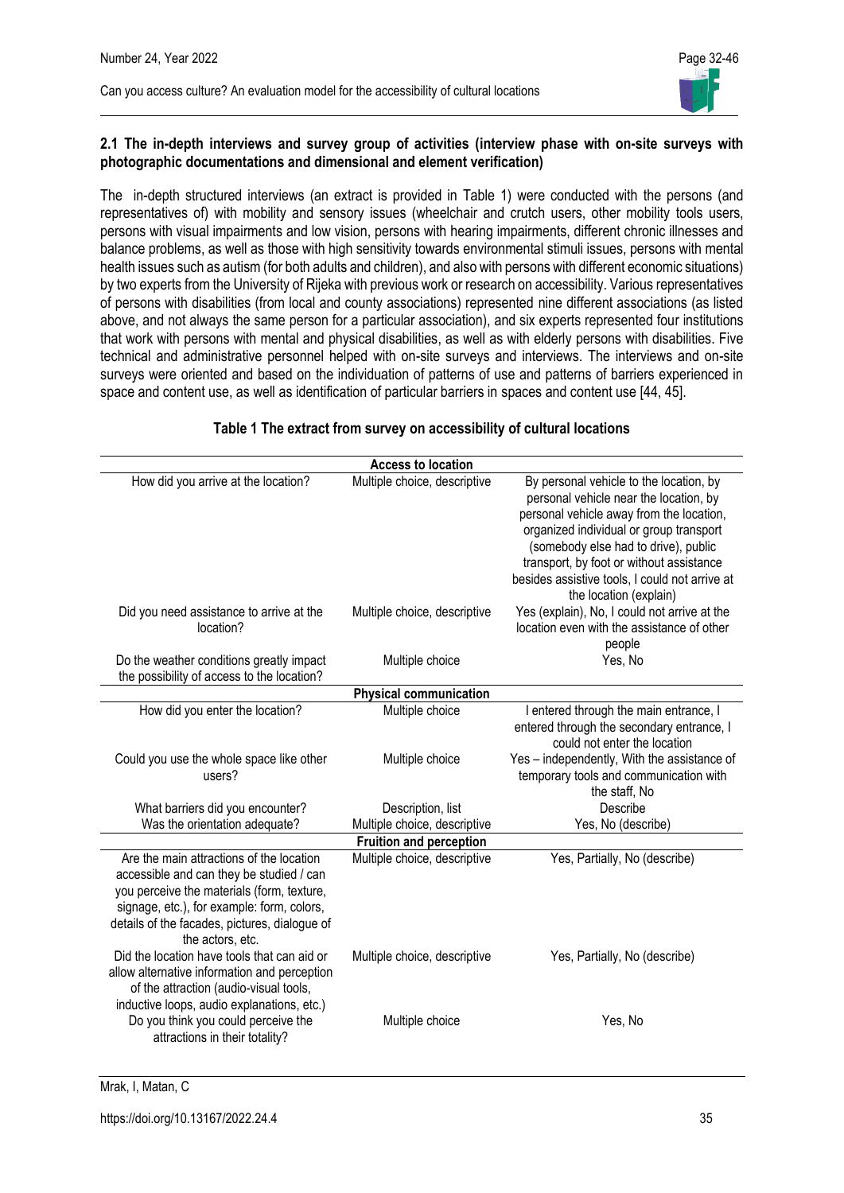### 2.1 The in-depth interviews and survey group of activities (interview phase with on-site surveys with photographic documentations and dimensional and element verification)

The in-depth structured interviews (an extract is provided in Table 1) were conducted with the persons (and representatives of) with mobility and sensory issues (wheelchair and crutch users, other mobility tools users, persons with visual impairments and low vision, persons with hearing impairments, different chronic illnesses and balance problems, as well as those with high sensitivity towards environmental stimuli issues, persons with mental health issues such as autism (for both adults and children), and also with persons with different economic situations) by two experts from the University of Rijeka with previous work or research on accessibility. Various representatives of persons with disabilities (from local and county associations) represented nine different associations (as listed above, and not always the same person for a particular association), and six experts represented four institutions that work with persons with mental and physical disabilities, as well as with elderly persons with disabilities. Five technical and administrative personnel helped with on-site surveys and interviews. The interviews and on-site surveys were oriented and based on the individuation of patterns of use and patterns of barriers experienced in space and content use, as well as identification of particular barriers in spaces and content use [44, 45].

**Table 1 The extract from survey on accessibility of cultural locations**

| | **Access to location** | |
|---|---|---|
| How did you arrive at the location? | Multiple choice, descriptive | By personal vehicle to the location, by personal vehicle near the location, by personal vehicle away from the location, organized individual or group transport (somebody else had to drive), public transport, by foot or without assistance besides assistive tools, I could not arrive at the location (explain) |
| Did you need assistance to arrive at the location? | Multiple choice, descriptive | Yes (explain), No, I could not arrive at the location even with the assistance of other people |
| Do the weather conditions greatly impact the possibility of access to the location? | Multiple choice | Yes, No |
| | **Physical communication** | |
| How did you enter the location? | Multiple choice | I entered through the main entrance, I entered through the secondary entrance, I could not enter the location |
| Could you use the whole space like other users? | Multiple choice | Yes – independently, With the assistance of temporary tools and communication with the staff, No |
| What barriers did you encounter? | Description, list | Describe |
| Was the orientation adequate? | Multiple choice, descriptive | Yes, No (describe) |
| | **Fruition and perception** | |
| Are the main attractions of the location accessible and can they be studied / can you perceive the materials (form, texture, signage, etc.), for example: form, colors, details of the facades, pictures, dialogue of the actors, etc. | Multiple choice, descriptive | Yes, Partially, No (describe) |
| Did the location have tools that can aid or allow alternative information and perception of the attraction (audio-visual tools, inductive loops, audio explanations, etc.) | Multiple choice, descriptive | Yes, Partially, No (describe) |
| Do you think you could perceive the attractions in their totality? | Multiple choice | Yes, No |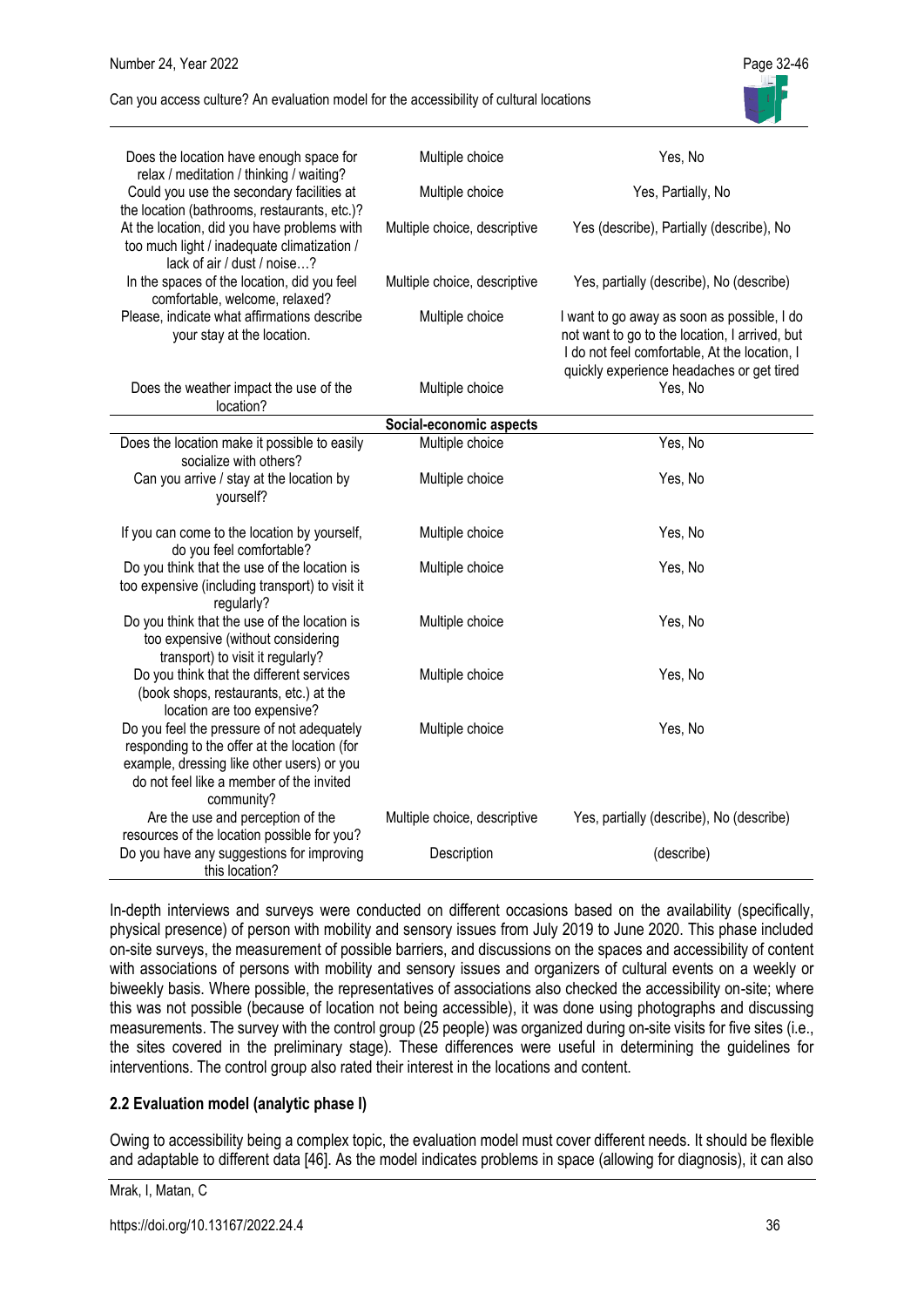| | | |
|---|---|---|
| Does the location have enough space for relax / meditation / thinking / waiting? | Multiple choice | Yes, No |
| Could you use the secondary facilities at the location (bathrooms, restaurants, etc.)? | Multiple choice | Yes, Partially, No |
| At the location, did you have problems with too much light / inadequate climatization / lack of air / dust / noise…? | Multiple choice, descriptive | Yes (describe), Partially (describe), No |
| In the spaces of the location, did you feel comfortable, welcome, relaxed? | Multiple choice, descriptive | Yes, partially (describe), No (describe) |
| Please, indicate what affirmations describe your stay at the location. | Multiple choice | I want to go away as soon as possible, I do not want to go to the location, I arrived, but I do not feel comfortable, At the location, I quickly experience headaches or get tired |
| Does the weather impact the use of the location? | Multiple choice | Yes, No |
| | **Social-economic aspects** | |
| Does the location make it possible to easily socialize with others? | Multiple choice | Yes, No |
| Can you arrive / stay at the location by yourself? | Multiple choice | Yes, No |
| If you can come to the location by yourself, do you feel comfortable? | Multiple choice | Yes, No |
| Do you think that the use of the location is too expensive (including transport) to visit it regularly? | Multiple choice | Yes, No |
| Do you think that the use of the location is too expensive (without considering transport) to visit it regularly? | Multiple choice | Yes, No |
| Do you think that the different services (book shops, restaurants, etc.) at the location are too expensive? | Multiple choice | Yes, No |
| Do you feel the pressure of not adequately responding to the offer at the location (for example, dressing like other users) or you do not feel like a member of the invited community? | Multiple choice | Yes, No |
| Are the use and perception of the resources of the location possible for you? | Multiple choice, descriptive | Yes, partially (describe), No (describe) |
| Do you have any suggestions for improving this location? | Description | (describe) |

In-depth interviews and surveys were conducted on different occasions based on the availability (specifically, physical presence) of person with mobility and sensory issues from July 2019 to June 2020. This phase included on-site surveys, the measurement of possible barriers, and discussions on the spaces and accessibility of content with associations of persons with mobility and sensory issues and organizers of cultural events on a weekly or biweekly basis. Where possible, the representatives of associations also checked the accessibility on-site; where this was not possible (because of location not being accessible), it was done using photographs and discussing measurements. The survey with the control group (25 people) was organized during on-site visits for five sites (i.e., the sites covered in the preliminary stage). These differences were useful in determining the guidelines for interventions. The control group also rated their interest in the locations and content.

## 2.2 Evaluation model (analytic phase I)

Owing to accessibility being a complex topic, the evaluation model must cover different needs. It should be flexible and adaptable to different data [46]. As the model indicates problems in space (allowing for diagnosis), it can also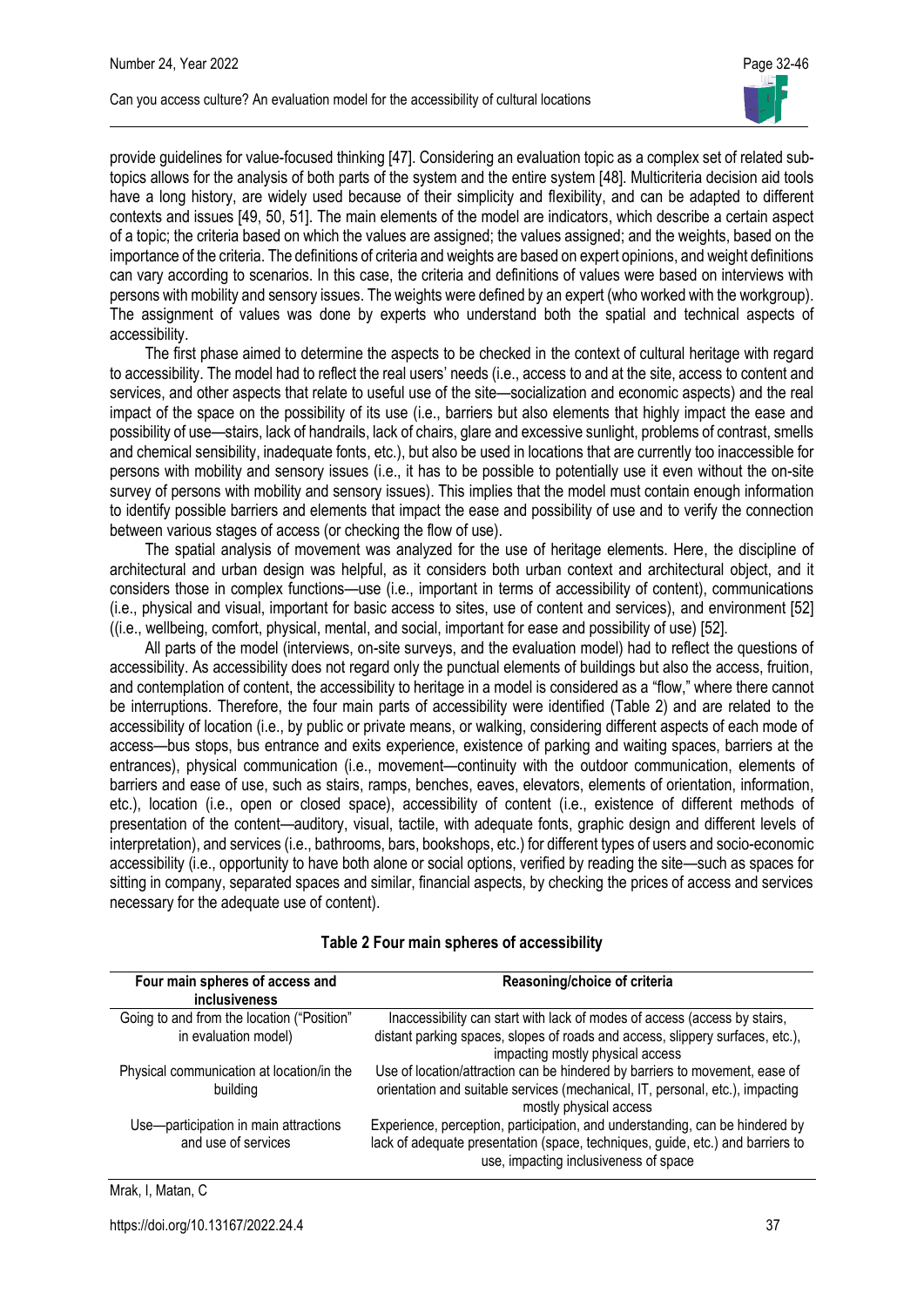provide guidelines for value-focused thinking [47]. Considering an evaluation topic as a complex set of related sub-topics allows for the analysis of both parts of the system and the entire system [48]. Multicriteria decision aid tools have a long history, are widely used because of their simplicity and flexibility, and can be adapted to different contexts and issues [49, 50, 51]. The main elements of the model are indicators, which describe a certain aspect of a topic; the criteria based on which the values are assigned; the values assigned; and the weights, based on the importance of the criteria. The definitions of criteria and weights are based on expert opinions, and weight definitions can vary according to scenarios. In this case, the criteria and definitions of values were based on interviews with persons with mobility and sensory issues. The weights were defined by an expert (who worked with the workgroup). The assignment of values was done by experts who understand both the spatial and technical aspects of accessibility.

The first phase aimed to determine the aspects to be checked in the context of cultural heritage with regard to accessibility. The model had to reflect the real users' needs (i.e., access to and at the site, access to content and services, and other aspects that relate to useful use of the site—socialization and economic aspects) and the real impact of the space on the possibility of its use (i.e., barriers but also elements that highly impact the ease and possibility of use—stairs, lack of handrails, lack of chairs, glare and excessive sunlight, problems of contrast, smells and chemical sensibility, inadequate fonts, etc.), but also be used in locations that are currently too inaccessible for persons with mobility and sensory issues (i.e., it has to be possible to potentially use it even without the on-site survey of persons with mobility and sensory issues). This implies that the model must contain enough information to identify possible barriers and elements that impact the ease and possibility of use and to verify the connection between various stages of access (or checking the flow of use).

The spatial analysis of movement was analyzed for the use of heritage elements. Here, the discipline of architectural and urban design was helpful, as it considers both urban context and architectural object, and it considers those in complex functions—use (i.e., important in terms of accessibility of content), communications (i.e., physical and visual, important for basic access to sites, use of content and services), and environment [52] ((i.e., wellbeing, comfort, physical, mental, and social, important for ease and possibility of use) [52].

All parts of the model (interviews, on-site surveys, and the evaluation model) had to reflect the questions of accessibility. As accessibility does not regard only the punctual elements of buildings but also the access, fruition, and contemplation of content, the accessibility to heritage in a model is considered as a "flow," where there cannot be interruptions. Therefore, the four main parts of accessibility were identified (Table 2) and are related to the accessibility of location (i.e., by public or private means, or walking, considering different aspects of each mode of access—bus stops, bus entrance and exits experience, existence of parking and waiting spaces, barriers at the entrances), physical communication (i.e., movement—continuity with the outdoor communication, elements of barriers and ease of use, such as stairs, ramps, benches, eaves, elevators, elements of orientation, information, etc.), location (i.e., open or closed space), accessibility of content (i.e., existence of different methods of presentation of the content—auditory, visual, tactile, with adequate fonts, graphic design and different levels of interpretation), and services (i.e., bathrooms, bars, bookshops, etc.) for different types of users and socio-economic accessibility (i.e., opportunity to have both alone or social options, verified by reading the site—such as spaces for sitting in company, separated spaces and similar, financial aspects, by checking the prices of access and services necessary for the adequate use of content).

**Table 2 Four main spheres of accessibility**

| Four main spheres of access and inclusiveness | Reasoning/choice of criteria |
|---|---|
| Going to and from the location ("Position" in evaluation model) | Inaccessibility can start with lack of modes of access (access by stairs, distant parking spaces, slopes of roads and access, slippery surfaces, etc.), impacting mostly physical access |
| Physical communication at location/in the building | Use of location/attraction can be hindered by barriers to movement, ease of orientation and suitable services (mechanical, IT, personal, etc.), impacting mostly physical access |
| Use—participation in main attractions and use of services | Experience, perception, participation, and understanding, can be hindered by lack of adequate presentation (space, techniques, guide, etc.) and barriers to use, impacting inclusiveness of space |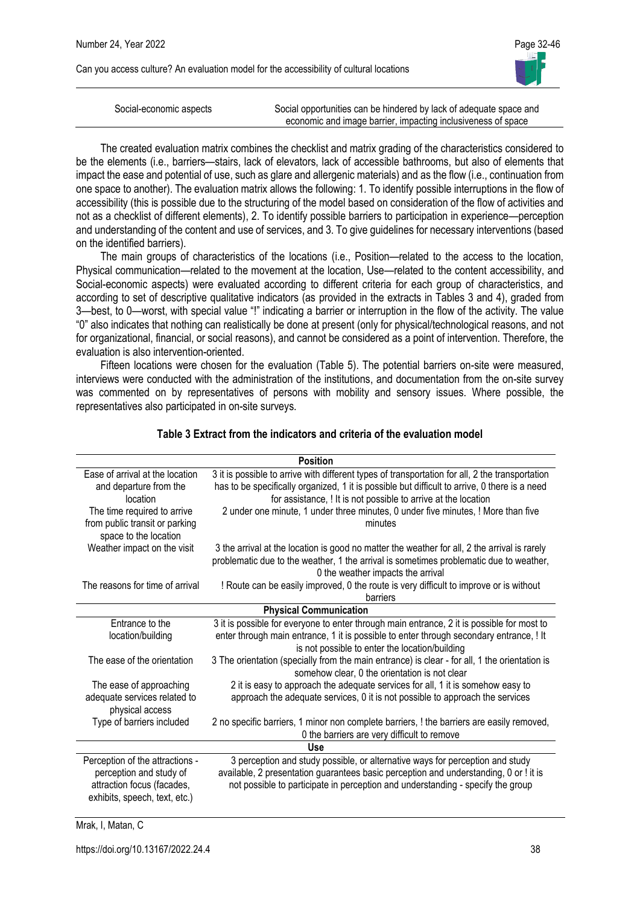| | |
|---|---|
| Social-economic aspects | Social opportunities can be hindered by lack of adequate space and economic and image barrier, impacting inclusiveness of space |

The created evaluation matrix combines the checklist and matrix grading of the characteristics considered to be the elements (i.e., barriers—stairs, lack of elevators, lack of accessible bathrooms, but also of elements that impact the ease and potential of use, such as glare and allergenic materials) and as the flow (i.e., continuation from one space to another). The evaluation matrix allows the following: 1. To identify possible interruptions in the flow of accessibility (this is possible due to the structuring of the model based on consideration of the flow of activities and not as a checklist of different elements), 2. To identify possible barriers to participation in experience—perception and understanding of the content and use of services, and 3. To give guidelines for necessary interventions (based on the identified barriers).

The main groups of characteristics of the locations (i.e., Position—related to the access to the location, Physical communication—related to the movement at the location, Use—related to the content accessibility, and Social-economic aspects) were evaluated according to different criteria for each group of characteristics, and according to set of descriptive qualitative indicators (as provided in the extracts in Tables 3 and 4), graded from 3—best, to 0—worst, with special value "!" indicating a barrier or interruption in the flow of the activity. The value "0" also indicates that nothing can realistically be done at present (only for physical/technological reasons, and not for organizational, financial, or social reasons), and cannot be considered as a point of intervention. Therefore, the evaluation is also intervention-oriented.

Fifteen locations were chosen for the evaluation (Table 5). The potential barriers on-site were measured, interviews were conducted with the administration of the institutions, and documentation from the on-site survey was commented on by representatives of persons with mobility and sensory issues. Where possible, the representatives also participated in on-site surveys.

**Table 3 Extract from the indicators and criteria of the evaluation model**

| **Position** | |
|---|---|
| Ease of arrival at the location and departure from the location | 3 it is possible to arrive with different types of transportation for all, 2 the transportation has to be specifically organized, 1 it is possible but difficult to arrive, 0 there is a need for assistance, ! It is not possible to arrive at the location |
| The time required to arrive from public transit or parking space to the location | 2 under one minute, 1 under three minutes, 0 under five minutes, ! More than five minutes |
| Weather impact on the visit | 3 the arrival at the location is good no matter the weather for all, 2 the arrival is rarely problematic due to the weather, 1 the arrival is sometimes problematic due to weather, 0 the weather impacts the arrival |
| The reasons for time of arrival | ! Route can be easily improved, 0 the route is very difficult to improve or is without barriers |
| **Physical Communication** | |
| Entrance to the location/building | 3 it is possible for everyone to enter through main entrance, 2 it is possible for most to enter through main entrance, 1 it is possible to enter through secondary entrance, ! It is not possible to enter the location/building |
| The ease of the orientation | 3 The orientation (specially from the main entrance) is clear - for all, 1 the orientation is somehow clear, 0 the orientation is not clear |
| The ease of approaching adequate services related to physical access | 2 it is easy to approach the adequate services for all, 1 it is somehow easy to approach the adequate services, 0 it is not possible to approach the services |
| Type of barriers included | 2 no specific barriers, 1 minor non complete barriers, ! the barriers are easily removed, 0 the barriers are very difficult to remove |
| **Use** | |
| Perception of the attractions - perception and study of attraction focus (facades, exhibits, speech, text, etc.) | 3 perception and study possible, or alternative ways for perception and study available, 2 presentation guarantees basic perception and understanding, 0 or ! it is not possible to participate in perception and understanding - specify the group |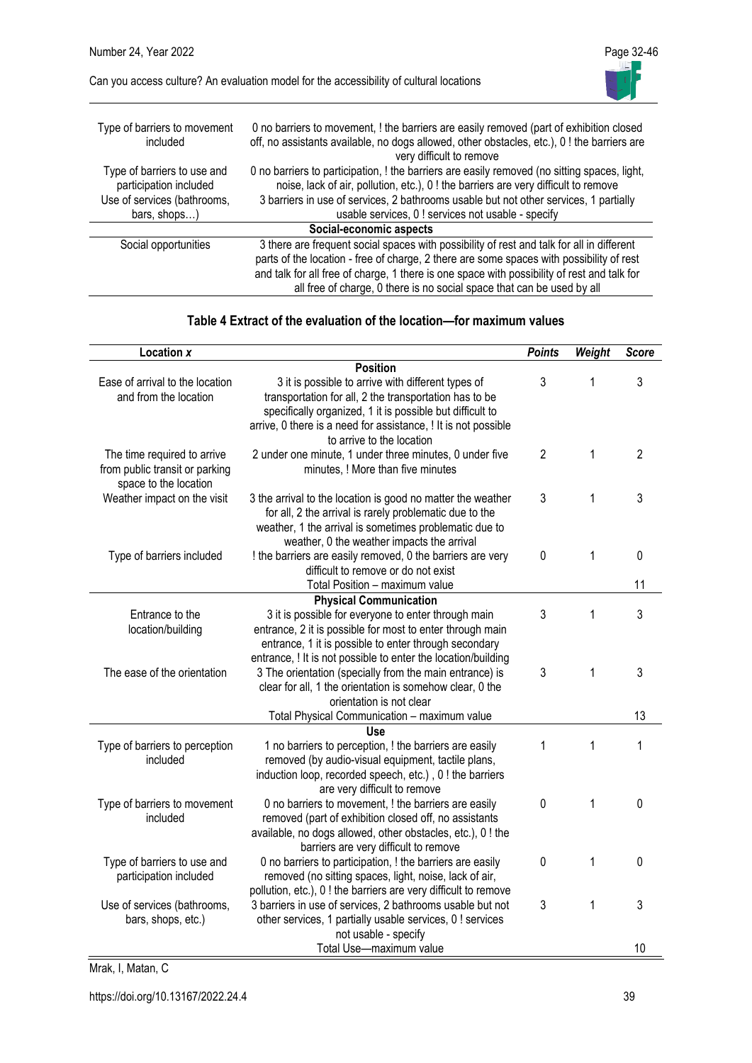| | |
|---|---|
| Type of barriers to movement included | 0 no barriers to movement, ! the barriers are easily removed (part of exhibition closed off, no assistants available, no dogs allowed, other obstacles, etc.), 0 ! the barriers are very difficult to remove |
| Type of barriers to use and participation included | 0 no barriers to participation, ! the barriers are easily removed (no sitting spaces, light, noise, lack of air, pollution, etc.), 0 ! the barriers are very difficult to remove |
| Use of services (bathrooms, bars, shops…) | 3 barriers in use of services, 2 bathrooms usable but not other services, 1 partially usable services, 0 ! services not usable - specify |
| **Social-economic aspects** | |
| Social opportunities | 3 there are frequent social spaces with possibility of rest and talk for all in different parts of the location - free of charge, 2 there are some spaces with possibility of rest and talk for all free of charge, 1 there is one space with possibility of rest and talk for all free of charge, 0 there is no social space that can be used by all |

**Table 4 Extract of the evaluation of the location—for maximum values**

| Location x | | *Points* | *Weight* | *Score* |
|---|---|---|---|---|
| | **Position** | | | |
| Ease of arrival to the location and from the location | 3 it is possible to arrive with different types of transportation for all, 2 the transportation has to be specifically organized, 1 it is possible but difficult to arrive, 0 there is a need for assistance, ! It is not possible to arrive to the location | 3 | 1 | 3 |
| The time required to arrive from public transit or parking space to the location | 2 under one minute, 1 under three minutes, 0 under five minutes, ! More than five minutes | 2 | 1 | 2 |
| Weather impact on the visit | 3 the arrival to the location is good no matter the weather for all, 2 the arrival is rarely problematic due to the weather, 1 the arrival is sometimes problematic due to weather, 0 the weather impacts the arrival | 3 | 1 | 3 |
| Type of barriers included | ! the barriers are easily removed, 0 the barriers are very difficult to remove or do not exist | 0 | 1 | 0 |
| | Total Position – maximum value | | | 11 |
| | **Physical Communication** | | | |
| Entrance to the location/building | 3 it is possible for everyone to enter through main entrance, 2 it is possible for most to enter through main entrance, 1 it is possible to enter through secondary entrance, ! It is not possible to enter the location/building | 3 | 1 | 3 |
| The ease of the orientation | 3 The orientation (specially from the main entrance) is clear for all, 1 the orientation is somehow clear, 0 the orientation is not clear | 3 | 1 | 3 |
| | Total Physical Communication – maximum value | | | 13 |
| | **Use** | | | |
| Type of barriers to perception included | 1 no barriers to perception, ! the barriers are easily removed (by audio-visual equipment, tactile plans, induction loop, recorded speech, etc.) , 0 ! the barriers are very difficult to remove | 1 | 1 | 1 |
| Type of barriers to movement included | 0 no barriers to movement, ! the barriers are easily removed (part of exhibition closed off, no assistants available, no dogs allowed, other obstacles, etc.), 0 ! the barriers are very difficult to remove | 0 | 1 | 0 |
| Type of barriers to use and participation included | 0 no barriers to participation, ! the barriers are easily removed (no sitting spaces, light, noise, lack of air, pollution, etc.), 0 ! the barriers are very difficult to remove | 0 | 1 | 0 |
| Use of services (bathrooms, bars, shops, etc.) | 3 barriers in use of services, 2 bathrooms usable but not other services, 1 partially usable services, 0 ! services not usable - specify | 3 | 1 | 3 |
| | Total Use—maximum value | | | 10 |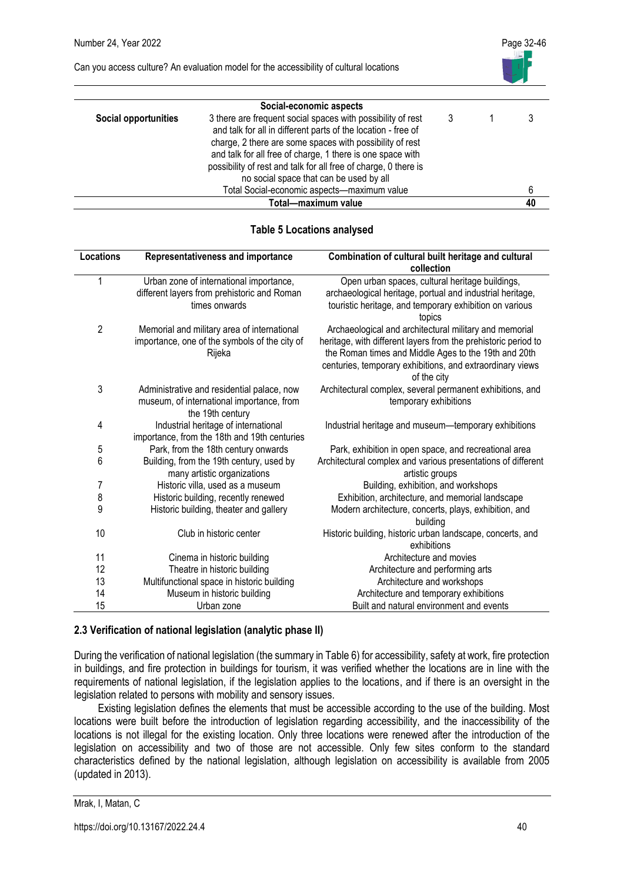| | Social-economic aspects | | | |
|---|---|---|---|---|
| **Social opportunities** | 3 there are frequent social spaces with possibility of rest and talk for all in different parts of the location - free of charge, 2 there are some spaces with possibility of rest and talk for all free of charge, 1 there is one space with possibility of rest and talk for all free of charge, 0 there is no social space that can be used by all | 3 | 1 | 3 |
| | Total Social-economic aspects—maximum value | | | 6 |
| | **Total—maximum value** | | | **40** |

**Table 5 Locations analysed**

| Locations | Representativeness and importance | Combination of cultural built heritage and cultural collection |
|---|---|---|
| 1 | Urban zone of international importance, different layers from prehistoric and Roman times onwards | Open urban spaces, cultural heritage buildings, archaeological heritage, portual and industrial heritage, touristic heritage, and temporary exhibition on various topics |
| 2 | Memorial and military area of international importance, one of the symbols of the city of Rijeka | Archaeological and architectural military and memorial heritage, with different layers from the prehistoric period to the Roman times and Middle Ages to the 19th and 20th centuries, temporary exhibitions, and extraordinary views of the city |
| 3 | Administrative and residential palace, now museum, of international importance, from the 19th century | Architectural complex, several permanent exhibitions, and temporary exhibitions |
| 4 | Industrial heritage of international importance, from the 18th and 19th centuries | Industrial heritage and museum—temporary exhibitions |
| 5 | Park, from the 18th century onwards | Park, exhibition in open space, and recreational area |
| 6 | Building, from the 19th century, used by many artistic organizations | Architectural complex and various presentations of different artistic groups |
| 7 | Historic villa, used as a museum | Building, exhibition, and workshops |
| 8 | Historic building, recently renewed | Exhibition, architecture, and memorial landscape |
| 9 | Historic building, theater and gallery | Modern architecture, concerts, plays, exhibition, and building |
| 10 | Club in historic center | Historic building, historic urban landscape, concerts, and exhibitions |
| 11 | Cinema in historic building | Architecture and movies |
| 12 | Theatre in historic building | Architecture and performing arts |
| 13 | Multifunctional space in historic building | Architecture and workshops |
| 14 | Museum in historic building | Architecture and temporary exhibitions |
| 15 | Urban zone | Built and natural environment and events |

### 2.3 Verification of national legislation (analytic phase II)

During the verification of national legislation (the summary in Table 6) for accessibility, safety at work, fire protection in buildings, and fire protection in buildings for tourism, it was verified whether the locations are in line with the requirements of national legislation, if the legislation applies to the locations, and if there is an oversight in the legislation related to persons with mobility and sensory issues.

Existing legislation defines the elements that must be accessible according to the use of the building. Most locations were built before the introduction of legislation regarding accessibility, and the inaccessibility of the locations is not illegal for the existing location. Only three locations were renewed after the introduction of the legislation on accessibility and two of those are not accessible. Only few sites conform to the standard characteristics defined by the national legislation, although legislation on accessibility is available from 2005 (updated in 2013).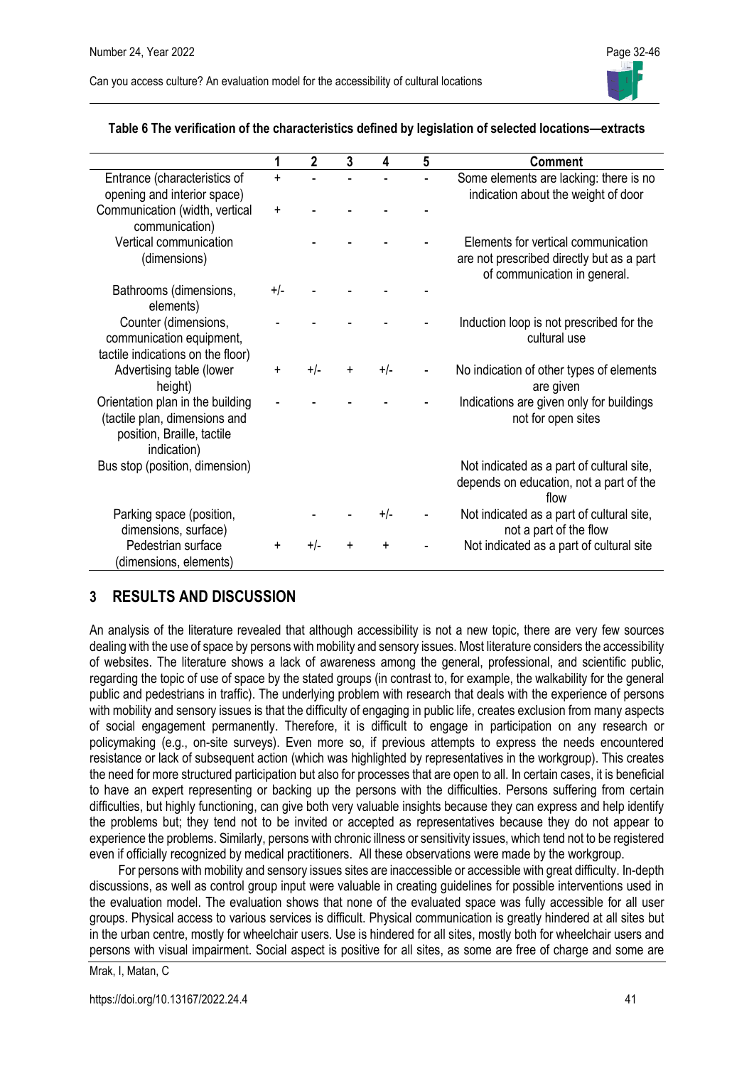**Table 6 The verification of the characteristics defined by legislation of selected locations—extracts**

| | 1 | 2 | 3 | 4 | 5 | Comment |
|---|---|---|---|---|---|---|
| Entrance (characteristics of opening and interior space) | + | - | - | - | - | Some elements are lacking: there is no indication about the weight of door |
| Communication (width, vertical communication) | + | - | - | - | - | |
| Vertical communication (dimensions) | | - | - | - | - | Elements for vertical communication are not prescribed directly but as a part of communication in general. |
| Bathrooms (dimensions, elements) | +/- | - | - | - | - | |
| Counter (dimensions, communication equipment, tactile indications on the floor) | - | - | - | - | - | Induction loop is not prescribed for the cultural use |
| Advertising table (lower height) | + | +/- | + | +/- | - | No indication of other types of elements are given |
| Orientation plan in the building (tactile plan, dimensions and position, Braille, tactile indication) | - | - | - | - | - | Indications are given only for buildings not for open sites |
| Bus stop (position, dimension) | | | | | | Not indicated as a part of cultural site, depends on education, not a part of the flow |
| Parking space (position, dimensions, surface) | | - | - | +/- | - | Not indicated as a part of cultural site, not a part of the flow |
| Pedestrian surface (dimensions, elements) | + | +/- | + | + | - | Not indicated as a part of cultural site |

## 3 RESULTS AND DISCUSSION

An analysis of the literature revealed that although accessibility is not a new topic, there are very few sources dealing with the use of space by persons with mobility and sensory issues. Most literature considers the accessibility of websites. The literature shows a lack of awareness among the general, professional, and scientific public, regarding the topic of use of space by the stated groups (in contrast to, for example, the walkability for the general public and pedestrians in traffic). The underlying problem with research that deals with the experience of persons with mobility and sensory issues is that the difficulty of engaging in public life, creates exclusion from many aspects of social engagement permanently. Therefore, it is difficult to engage in participation on any research or policymaking (e.g., on-site surveys). Even more so, if previous attempts to express the needs encountered resistance or lack of subsequent action (which was highlighted by representatives in the workgroup). This creates the need for more structured participation but also for processes that are open to all. In certain cases, it is beneficial to have an expert representing or backing up the persons with the difficulties. Persons suffering from certain difficulties, but highly functioning, can give both very valuable insights because they can express and help identify the problems but; they tend not to be invited or accepted as representatives because they do not appear to experience the problems. Similarly, persons with chronic illness or sensitivity issues, which tend not to be registered even if officially recognized by medical practitioners. All these observations were made by the workgroup.

For persons with mobility and sensory issues sites are inaccessible or accessible with great difficulty. In-depth discussions, as well as control group input were valuable in creating guidelines for possible interventions used in the evaluation model. The evaluation shows that none of the evaluated space was fully accessible for all user groups. Physical access to various services is difficult. Physical communication is greatly hindered at all sites but in the urban centre, mostly for wheelchair users. Use is hindered for all sites, mostly both for wheelchair users and persons with visual impairment. Social aspect is positive for all sites, as some are free of charge and some are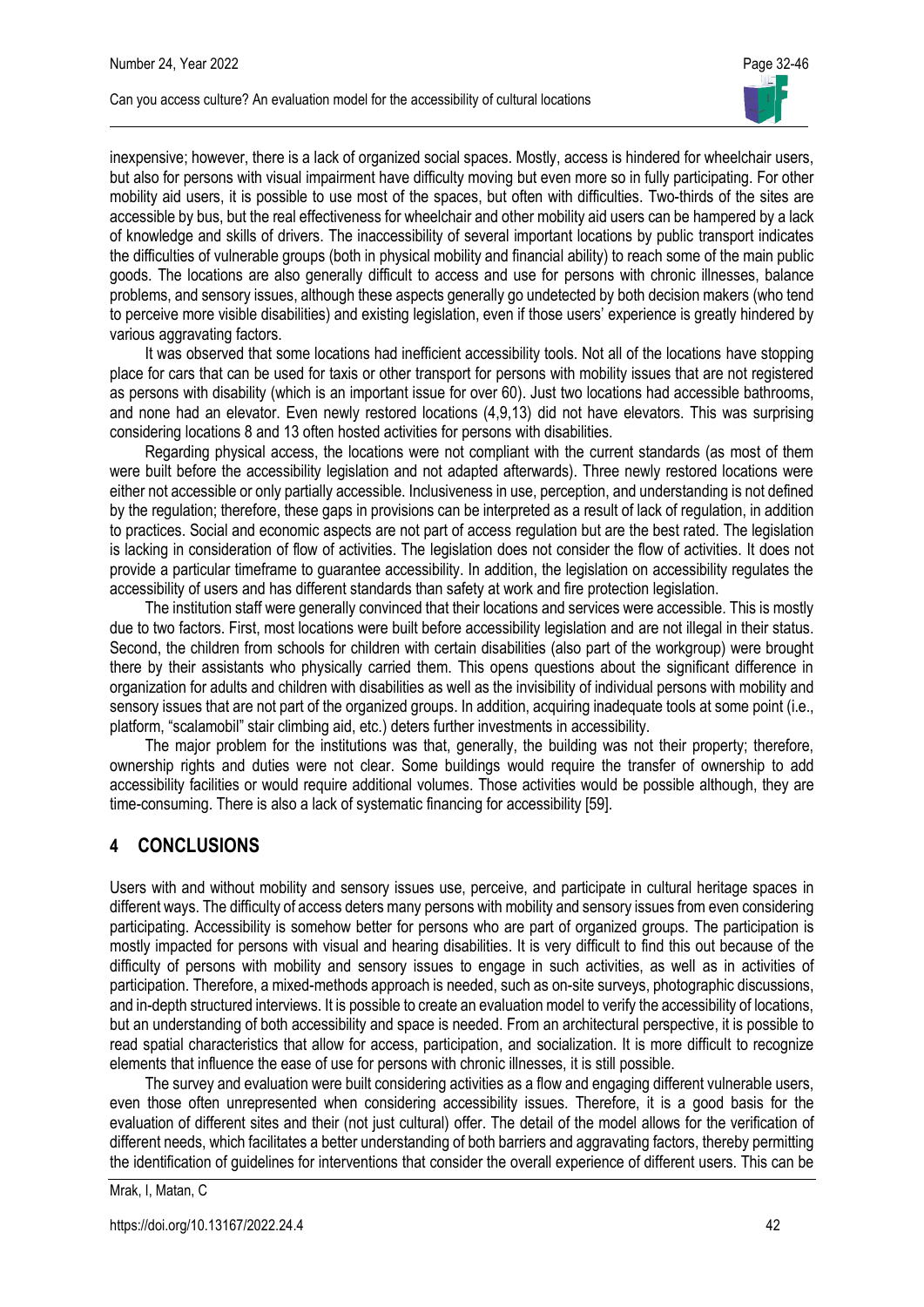inexpensive; however, there is a lack of organized social spaces. Mostly, access is hindered for wheelchair users, but also for persons with visual impairment have difficulty moving but even more so in fully participating. For other mobility aid users, it is possible to use most of the spaces, but often with difficulties. Two-thirds of the sites are accessible by bus, but the real effectiveness for wheelchair and other mobility aid users can be hampered by a lack of knowledge and skills of drivers. The inaccessibility of several important locations by public transport indicates the difficulties of vulnerable groups (both in physical mobility and financial ability) to reach some of the main public goods. The locations are also generally difficult to access and use for persons with chronic illnesses, balance problems, and sensory issues, although these aspects generally go undetected by both decision makers (who tend to perceive more visible disabilities) and existing legislation, even if those users' experience is greatly hindered by various aggravating factors.

It was observed that some locations had inefficient accessibility tools. Not all of the locations have stopping place for cars that can be used for taxis or other transport for persons with mobility issues that are not registered as persons with disability (which is an important issue for over 60). Just two locations had accessible bathrooms, and none had an elevator. Even newly restored locations (4,9,13) did not have elevators. This was surprising considering locations 8 and 13 often hosted activities for persons with disabilities.

Regarding physical access, the locations were not compliant with the current standards (as most of them were built before the accessibility legislation and not adapted afterwards). Three newly restored locations were either not accessible or only partially accessible. Inclusiveness in use, perception, and understanding is not defined by the regulation; therefore, these gaps in provisions can be interpreted as a result of lack of regulation, in addition to practices. Social and economic aspects are not part of access regulation but are the best rated. The legislation is lacking in consideration of flow of activities. The legislation does not consider the flow of activities. It does not provide a particular timeframe to guarantee accessibility. In addition, the legislation on accessibility regulates the accessibility of users and has different standards than safety at work and fire protection legislation.

The institution staff were generally convinced that their locations and services were accessible. This is mostly due to two factors. First, most locations were built before accessibility legislation and are not illegal in their status. Second, the children from schools for children with certain disabilities (also part of the workgroup) were brought there by their assistants who physically carried them. This opens questions about the significant difference in organization for adults and children with disabilities as well as the invisibility of individual persons with mobility and sensory issues that are not part of the organized groups. In addition, acquiring inadequate tools at some point (i.e., platform, "scalamobil" stair climbing aid, etc.) deters further investments in accessibility.

The major problem for the institutions was that, generally, the building was not their property; therefore, ownership rights and duties were not clear. Some buildings would require the transfer of ownership to add accessibility facilities or would require additional volumes. Those activities would be possible although, they are time-consuming. There is also a lack of systematic financing for accessibility [59].

## 4 CONCLUSIONS

Users with and without mobility and sensory issues use, perceive, and participate in cultural heritage spaces in different ways. The difficulty of access deters many persons with mobility and sensory issues from even considering participating. Accessibility is somehow better for persons who are part of organized groups. The participation is mostly impacted for persons with visual and hearing disabilities. It is very difficult to find this out because of the difficulty of persons with mobility and sensory issues to engage in such activities, as well as in activities of participation. Therefore, a mixed-methods approach is needed, such as on-site surveys, photographic discussions, and in-depth structured interviews. It is possible to create an evaluation model to verify the accessibility of locations, but an understanding of both accessibility and space is needed. From an architectural perspective, it is possible to read spatial characteristics that allow for access, participation, and socialization. It is more difficult to recognize elements that influence the ease of use for persons with chronic illnesses, it is still possible.

The survey and evaluation were built considering activities as a flow and engaging different vulnerable users, even those often unrepresented when considering accessibility issues. Therefore, it is a good basis for the evaluation of different sites and their (not just cultural) offer. The detail of the model allows for the verification of different needs, which facilitates a better understanding of both barriers and aggravating factors, thereby permitting the identification of guidelines for interventions that consider the overall experience of different users. This can be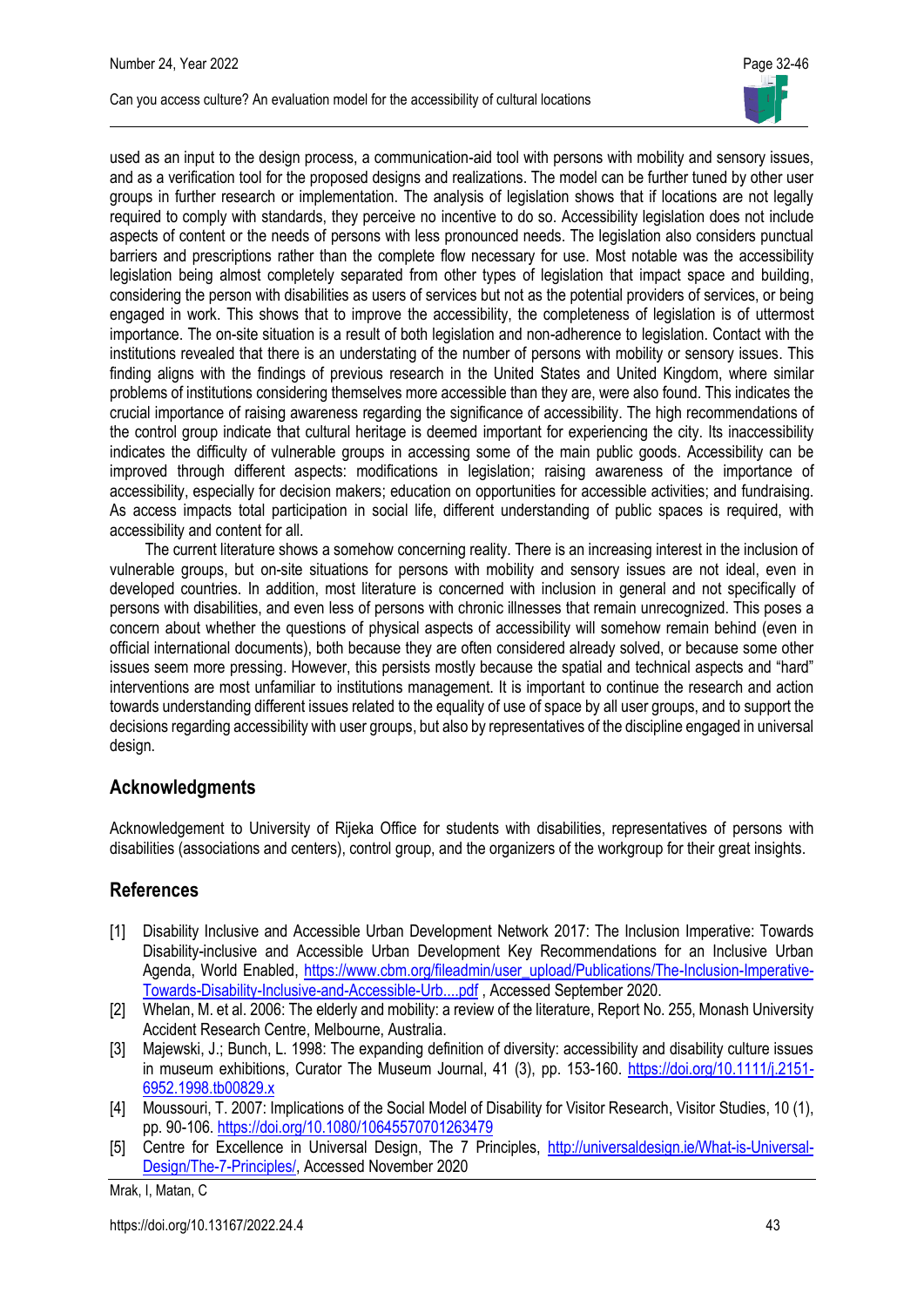used as an input to the design process, a communication-aid tool with persons with mobility and sensory issues, and as a verification tool for the proposed designs and realizations. The model can be further tuned by other user groups in further research or implementation. The analysis of legislation shows that if locations are not legally required to comply with standards, they perceive no incentive to do so. Accessibility legislation does not include aspects of content or the needs of persons with less pronounced needs. The legislation also considers punctual barriers and prescriptions rather than the complete flow necessary for use. Most notable was the accessibility legislation being almost completely separated from other types of legislation that impact space and building, considering the person with disabilities as users of services but not as the potential providers of services, or being engaged in work. This shows that to improve the accessibility, the completeness of legislation is of uttermost importance. The on-site situation is a result of both legislation and non-adherence to legislation. Contact with the institutions revealed that there is an understating of the number of persons with mobility or sensory issues. This finding aligns with the findings of previous research in the United States and United Kingdom, where similar problems of institutions considering themselves more accessible than they are, were also found. This indicates the crucial importance of raising awareness regarding the significance of accessibility. The high recommendations of the control group indicate that cultural heritage is deemed important for experiencing the city. Its inaccessibility indicates the difficulty of vulnerable groups in accessing some of the main public goods. Accessibility can be improved through different aspects: modifications in legislation; raising awareness of the importance of accessibility, especially for decision makers; education on opportunities for accessible activities; and fundraising. As access impacts total participation in social life, different understanding of public spaces is required, with accessibility and content for all.

The current literature shows a somehow concerning reality. There is an increasing interest in the inclusion of vulnerable groups, but on-site situations for persons with mobility and sensory issues are not ideal, even in developed countries. In addition, most literature is concerned with inclusion in general and not specifically of persons with disabilities, and even less of persons with chronic illnesses that remain unrecognized. This poses a concern about whether the questions of physical aspects of accessibility will somehow remain behind (even in official international documents), both because they are often considered already solved, or because some other issues seem more pressing. However, this persists mostly because the spatial and technical aspects and "hard" interventions are most unfamiliar to institutions management. It is important to continue the research and action towards understanding different issues related to the equality of use of space by all user groups, and to support the decisions regarding accessibility with user groups, but also by representatives of the discipline engaged in universal design.

## Acknowledgments

Acknowledgement to University of Rijeka Office for students with disabilities, representatives of persons with disabilities (associations and centers), control group, and the organizers of the workgroup for their great insights.

## References

- [1] Disability Inclusive and Accessible Urban Development Network 2017: The Inclusion Imperative: Towards Disability-inclusive and Accessible Urban Development Key Recommendations for an Inclusive Urban Agenda, World Enabled, https://www.cbm.org/fileadmin/user_upload/Publications/The-Inclusion-Imperative-Towards-Disability-Inclusive-and-Accessible-Urb....pdf , Accessed September 2020.
- [2] Whelan, M. et al. 2006: The elderly and mobility: a review of the literature, Report No. 255, Monash University Accident Research Centre, Melbourne, Australia.
- [3] Majewski, J.; Bunch, L. 1998: The expanding definition of diversity: accessibility and disability culture issues in museum exhibitions, Curator The Museum Journal, 41 (3), pp. 153-160. https://doi.org/10.1111/j.2151-6952.1998.tb00829.x
- [4] Moussouri, T. 2007: Implications of the Social Model of Disability for Visitor Research, Visitor Studies, 10 (1), pp. 90-106. https://doi.org/10.1080/10645570701263479
- [5] Centre for Excellence in Universal Design, The 7 Principles, http://universaldesign.ie/What-is-Universal-Design/The-7-Principles/, Accessed November 2020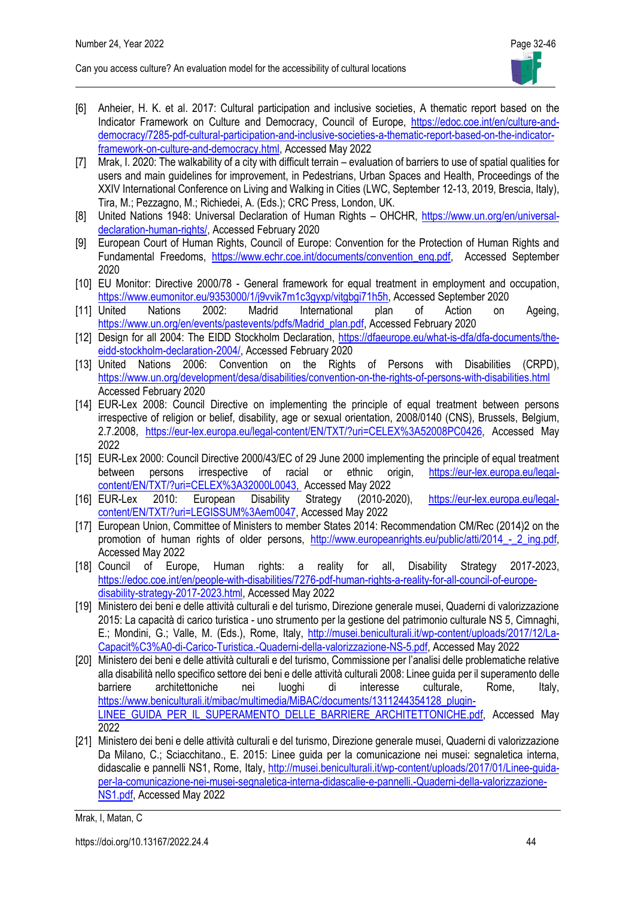[6] Anheier, H. K. et al. 2017: Cultural participation and inclusive societies, A thematic report based on the Indicator Framework on Culture and Democracy, Council of Europe, https://edoc.coe.int/en/culture-and-democracy/7285-pdf-cultural-participation-and-inclusive-societies-a-thematic-report-based-on-the-indicator-framework-on-culture-and-democracy.html, Accessed May 2022

[7] Mrak, I. 2020: The walkability of a city with difficult terrain – evaluation of barriers to use of spatial qualities for users and main guidelines for improvement, in Pedestrians, Urban Spaces and Health, Proceedings of the XXIV International Conference on Living and Walking in Cities (LWC, September 12-13, 2019, Brescia, Italy), Tira, M.; Pezzagno, M.; Richiedei, A. (Eds.); CRC Press, London, UK.

[8] United Nations 1948: Universal Declaration of Human Rights – OHCHR, https://www.un.org/en/universal-declaration-human-rights/, Accessed February 2020

[9] European Court of Human Rights, Council of Europe: Convention for the Protection of Human Rights and Fundamental Freedoms, https://www.echr.coe.int/documents/convention_eng.pdf, Accessed September 2020

[10] EU Monitor: Directive 2000/78 - General framework for equal treatment in employment and occupation, https://www.eumonitor.eu/9353000/1/j9vvik7m1c3gyxp/vitgbgi71h5h, Accessed September 2020

[11] United Nations 2002: Madrid International plan of Action on Ageing, https://www.un.org/en/events/pastevents/pdfs/Madrid_plan.pdf, Accessed February 2020

[12] Design for all 2004: The EIDD Stockholm Declaration, https://dfaeurope.eu/what-is-dfa/dfa-documents/the-eidd-stockholm-declaration-2004/, Accessed February 2020

[13] United Nations 2006: Convention on the Rights of Persons with Disabilities (CRPD), https://www.un.org/development/desa/disabilities/convention-on-the-rights-of-persons-with-disabilities.html Accessed February 2020

[14] EUR-Lex 2008: Council Directive on implementing the principle of equal treatment between persons irrespective of religion or belief, disability, age or sexual orientation, 2008/0140 (CNS), Brussels, Belgium, 2.7.2008, https://eur-lex.europa.eu/legal-content/EN/TXT/?uri=CELEX%3A52008PC0426, Accessed May 2022

[15] EUR-Lex 2000: Council Directive 2000/43/EC of 29 June 2000 implementing the principle of equal treatment between persons irrespective of racial or ethnic origin, https://eur-lex.europa.eu/legal-content/EN/TXT/?uri=CELEX%3A32000L0043, Accessed May 2022

[16] EUR-Lex 2010: European Disability Strategy (2010-2020), https://eur-lex.europa.eu/legal-content/EN/TXT/?uri=LEGISSUM%3Aem0047, Accessed May 2022

[17] European Union, Committee of Ministers to member States 2014: Recommendation CM/Rec (2014)2 on the promotion of human rights of older persons, http://www.europeanrights.eu/public/atti/2014_-_2_ing.pdf, Accessed May 2022

[18] Council of Europe, Human rights: a reality for all, Disability Strategy 2017-2023, https://edoc.coe.int/en/people-with-disabilities/7276-pdf-human-rights-a-reality-for-all-council-of-europe-disability-strategy-2017-2023.html, Accessed May 2022

[19] Ministero dei beni e delle attività culturali e del turismo, Direzione generale musei, Quaderni di valorizzazione 2015: La capacità di carico turistica - uno strumento per la gestione del patrimonio culturale NS 5, Cimnaghi, E.; Mondini, G.; Valle, M. (Eds.), Rome, Italy, http://musei.beniculturali.it/wp-content/uploads/2017/12/La-Capacit%C3%A0-di-Carico-Turistica.-Quaderni-della-valorizzazione-NS-5.pdf, Accessed May 2022

[20] Ministero dei beni e delle attività culturali e del turismo, Commissione per l'analisi delle problematiche relative alla disabilità nello specifico settore dei beni e delle attività culturali 2008: Linee guida per il superamento delle barriere architettoniche nei luoghi di interesse culturale, Rome, Italy, https://www.beniculturali.it/mibac/multimedia/MiBAC/documents/1311244354128_plugin-LINEE_GUIDA_PER_IL_SUPERAMENTO_DELLE_BARRIERE_ARCHITETTONICHE.pdf, Accessed May 2022

[21] Ministero dei beni e delle attività culturali e del turismo, Direzione generale musei, Quaderni di valorizzazione Da Milano, C.; Sciacchitano., E. 2015: Linee guida per la comunicazione nei musei: segnaletica interna, didascalie e pannelli NS1, Rome, Italy, http://musei.beniculturali.it/wp-content/uploads/2017/01/Linee-guida-per-la-comunicazione-nei-musei-segnaletica-interna-didascalie-e-pannelli.-Quaderni-della-valorizzazione-NS1.pdf, Accessed May 2022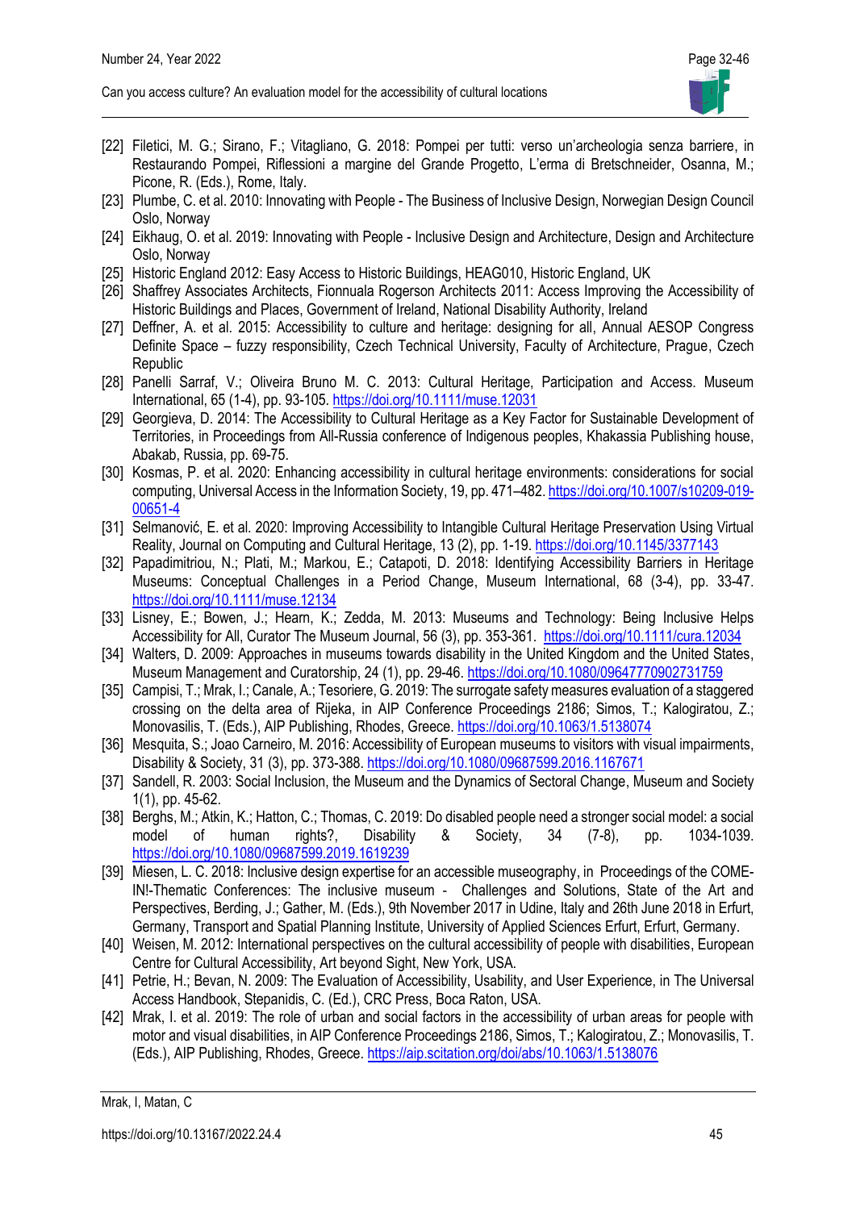[22] Filetici, M. G.; Sirano, F.; Vitagliano, G. 2018: Pompei per tutti: verso un'archeologia senza barriere, in Restaurando Pompei, Riflessioni a margine del Grande Progetto, L'erma di Bretschneider, Osanna, M.; Picone, R. (Eds.), Rome, Italy.

[23] Plumbe, C. et al. 2010: Innovating with People - The Business of Inclusive Design, Norwegian Design Council Oslo, Norway

[24] Eikhaug, O. et al. 2019: Innovating with People - Inclusive Design and Architecture, Design and Architecture Oslo, Norway

[25] Historic England 2012: Easy Access to Historic Buildings, HEAG010, Historic England, UK

[26] Shaffrey Associates Architects, Fionnuala Rogerson Architects 2011: Access Improving the Accessibility of Historic Buildings and Places, Government of Ireland, National Disability Authority, Ireland

[27] Deffner, A. et al. 2015: Accessibility to culture and heritage: designing for all, Annual AESOP Congress Definite Space – fuzzy responsibility, Czech Technical University, Faculty of Architecture, Prague, Czech Republic

[28] Panelli Sarraf, V.; Oliveira Bruno M. C. 2013: Cultural Heritage, Participation and Access. Museum International, 65 (1-4), pp. 93-105. https://doi.org/10.1111/muse.12031

[29] Georgieva, D. 2014: The Accessibility to Cultural Heritage as a Key Factor for Sustainable Development of Territories, in Proceedings from All-Russia conference of Indigenous peoples, Khakassia Publishing house, Abakab, Russia, pp. 69-75.

[30] Kosmas, P. et al. 2020: Enhancing accessibility in cultural heritage environments: considerations for social computing, Universal Access in the Information Society, 19, pp. 471–482. https://doi.org/10.1007/s10209-019-00651-4

[31] Selmanović, E. et al. 2020: Improving Accessibility to Intangible Cultural Heritage Preservation Using Virtual Reality, Journal on Computing and Cultural Heritage, 13 (2), pp. 1-19. https://doi.org/10.1145/3377143

[32] Papadimitriou, N.; Plati, M.; Markou, E.; Catapoti, D. 2018: Identifying Accessibility Barriers in Heritage Museums: Conceptual Challenges in a Period Change, Museum International, 68 (3-4), pp. 33-47. https://doi.org/10.1111/muse.12134

[33] Lisney, E.; Bowen, J.; Hearn, K.; Zedda, M. 2013: Museums and Technology: Being Inclusive Helps Accessibility for All, Curator The Museum Journal, 56 (3), pp. 353-361. https://doi.org/10.1111/cura.12034

[34] Walters, D. 2009: Approaches in museums towards disability in the United Kingdom and the United States, Museum Management and Curatorship, 24 (1), pp. 29-46. https://doi.org/10.1080/09647770902731759

[35] Campisi, T.; Mrak, I.; Canale, A.; Tesoriere, G. 2019: The surrogate safety measures evaluation of a staggered crossing on the delta area of Rijeka, in AIP Conference Proceedings 2186; Simos, T.; Kalogiratou, Z.; Monovasilis, T. (Eds.), AIP Publishing, Rhodes, Greece. https://doi.org/10.1063/1.5138074

[36] Mesquita, S.; Joao Carneiro, M. 2016: Accessibility of European museums to visitors with visual impairments, Disability & Society, 31 (3), pp. 373-388. https://doi.org/10.1080/09687599.2016.1167671

[37] Sandell, R. 2003: Social Inclusion, the Museum and the Dynamics of Sectoral Change, Museum and Society 1(1), pp. 45-62.

[38] Berghs, M.; Atkin, K.; Hatton, C.; Thomas, C. 2019: Do disabled people need a stronger social model: a social model of human rights?, Disability & Society, 34 (7-8), pp. 1034-1039. https://doi.org/10.1080/09687599.2019.1619239

[39] Miesen, L. C. 2018: Inclusive design expertise for an accessible museography, in Proceedings of the COME-IN!-Thematic Conferences: The inclusive museum - Challenges and Solutions, State of the Art and Perspectives, Berding, J.; Gather, M. (Eds.), 9th November 2017 in Udine, Italy and 26th June 2018 in Erfurt, Germany, Transport and Spatial Planning Institute, University of Applied Sciences Erfurt, Erfurt, Germany.

[40] Weisen, M. 2012: International perspectives on the cultural accessibility of people with disabilities, European Centre for Cultural Accessibility, Art beyond Sight, New York, USA.

[41] Petrie, H.; Bevan, N. 2009: The Evaluation of Accessibility, Usability, and User Experience, in The Universal Access Handbook, Stepanidis, C. (Ed.), CRC Press, Boca Raton, USA.

[42] Mrak, I. et al. 2019: The role of urban and social factors in the accessibility of urban areas for people with motor and visual disabilities, in AIP Conference Proceedings 2186, Simos, T.; Kalogiratou, Z.; Monovasilis, T. (Eds.), AIP Publishing, Rhodes, Greece. https://aip.scitation.org/doi/abs/10.1063/1.5138076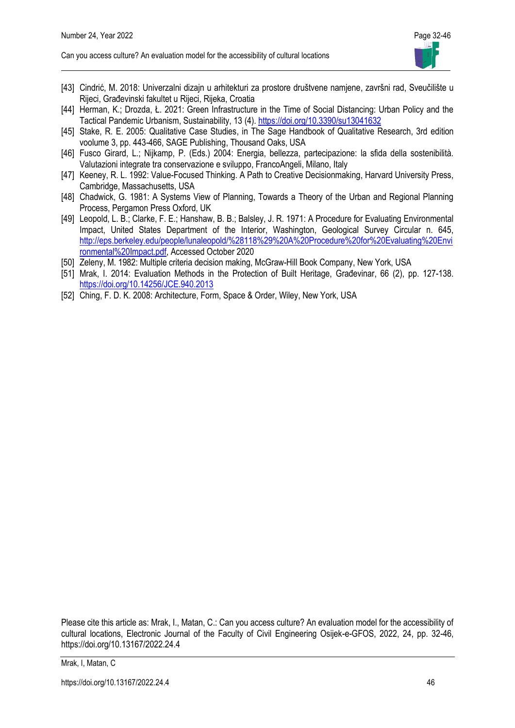[43] Cindrić, M. 2018: Univerzalni dizajn u arhitekturi za prostore društvene namjene, završni rad, Sveučilište u Rijeci, Građevinski fakultet u Rijeci, Rijeka, Croatia

[44] Herman, K.; Drozda, Ł. 2021: Green Infrastructure in the Time of Social Distancing: Urban Policy and the Tactical Pandemic Urbanism, Sustainability, 13 (4). https://doi.org/10.3390/su13041632

[45] Stake, R. E. 2005: Qualitative Case Studies, in The Sage Handbook of Qualitative Research, 3rd edition voolume 3, pp. 443-466, SAGE Publishing, Thousand Oaks, USA

[46] Fusco Girard, L.; Nijkamp, P. (Eds.) 2004: Energia, bellezza, partecipazione: la sfida della sostenibilità. Valutazioni integrate tra conservazione e sviluppo, FrancoAngeli, Milano, Italy

[47] Keeney, R. L. 1992: Value-Focused Thinking. A Path to Creative Decisionmaking, Harvard University Press, Cambridge, Massachusetts, USA

[48] Chadwick, G. 1981: A Systems View of Planning, Towards a Theory of the Urban and Regional Planning Process, Pergamon Press Oxford, UK

[49] Leopold, L. B.; Clarke, F. E.; Hanshaw, B. B.; Balsley, J. R. 1971: A Procedure for Evaluating Environmental Impact, United States Department of the Interior, Washington, Geological Survey Circular n. 645, http://eps.berkeley.edu/people/lunaleopold/%28118%29%20A%20Procedure%20for%20Evaluating%20Environmental%20Impact.pdf, Accessed October 2020

[50] Zeleny, M. 1982: Multiple criteria decision making, McGraw-Hill Book Company, New York, USA

[51] Mrak, I. 2014: Evaluation Methods in the Protection of Built Heritage, Građevinar, 66 (2), pp. 127-138. https://doi.org/10.14256/JCE.940.2013

[52] Ching, F. D. K. 2008: Architecture, Form, Space & Order, Wiley, New York, USA

Please cite this article as: Mrak, I., Matan, C.: Can you access culture? An evaluation model for the accessibility of cultural locations, Electronic Journal of the Faculty of Civil Engineering Osijek-e-GFOS, 2022, 24, pp. 32-46, https://doi.org/10.13167/2022.24.4